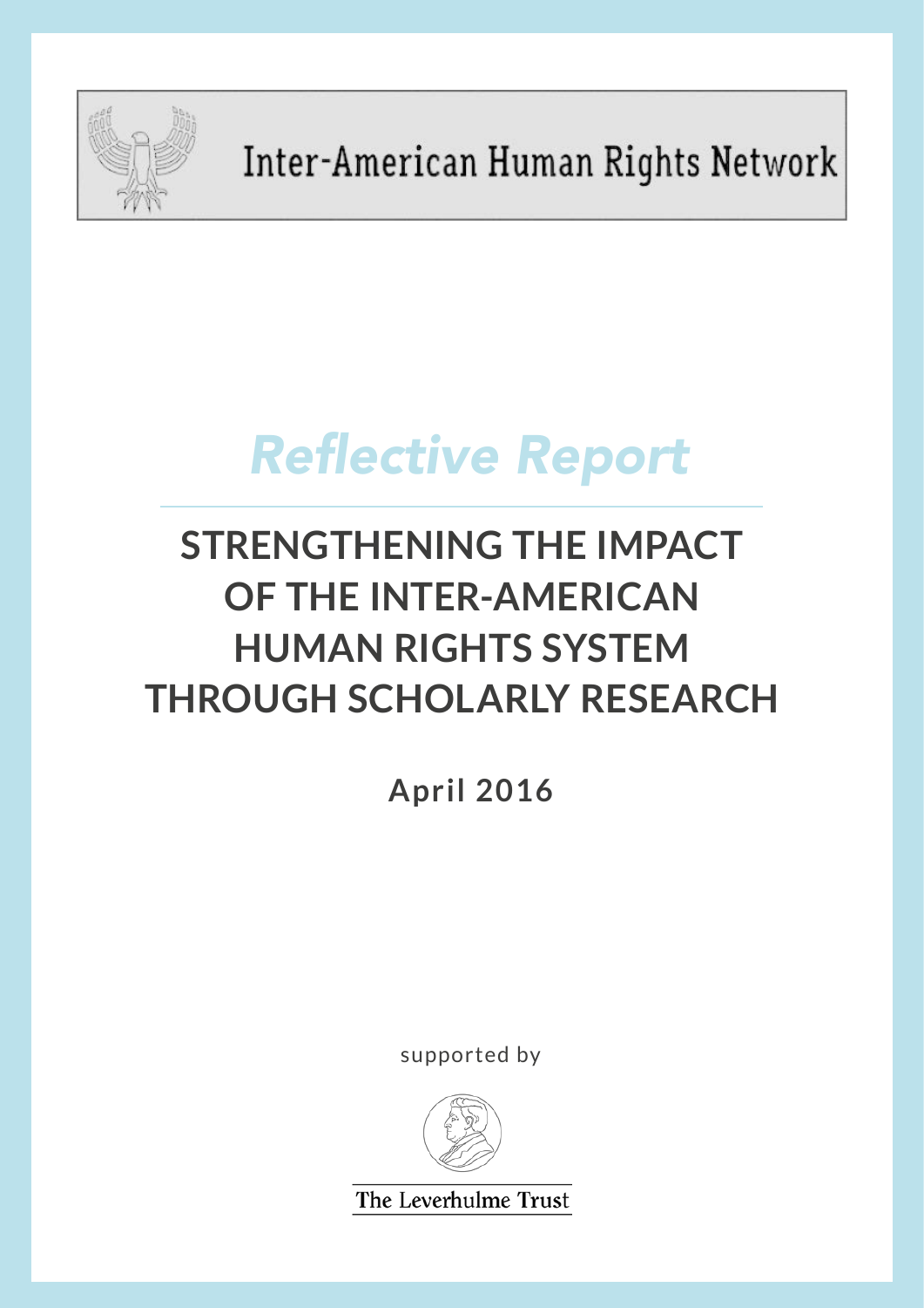Inter-American Human Rights Network

*Reflective Report*

# STRENGTHENING THE IMPACT OF THE INTER-AMERICAN HUMAN RIGHTS SYSTEM THROUGH SCHOLARLY RESEARCH

**April 2016**

supported by

The Leverhulme Trust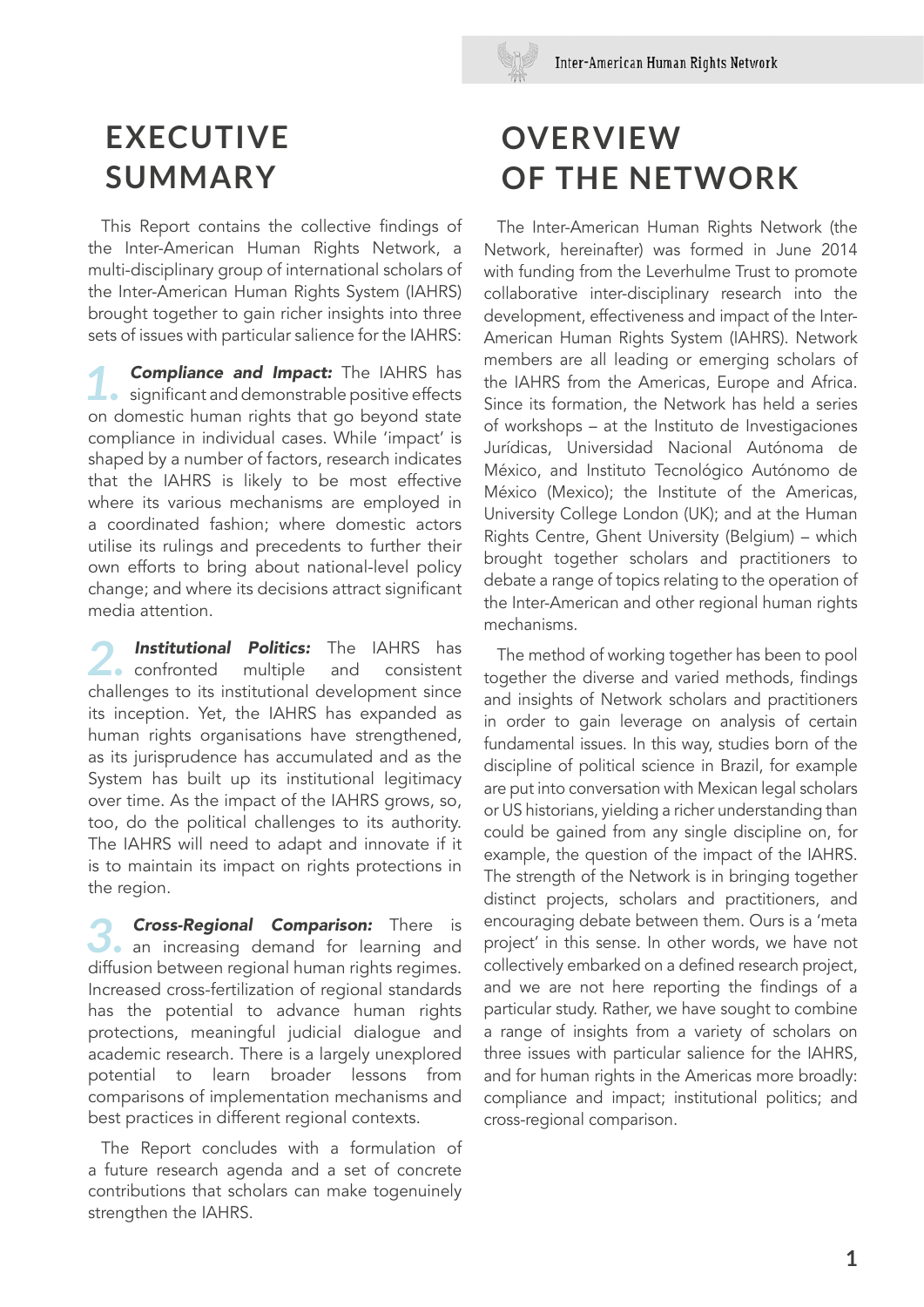# EXECUTIVE SUMMARY

This Report contains the collective findings of the Inter-American Human Rights Network, a multi-disciplinary group of international scholars of the Inter-American Human Rights System (IAHRS) brought together to gain richer insights into three sets of issues with particular salience for the IAHRS:

1. ***Compliance and Impact:*** The IAHRS has significant and demonstrable positive effects on domestic human rights that go beyond state compliance in individual cases. While 'impact' is shaped by a number of factors, research indicates that the IAHRS is likely to be most effective where its various mechanisms are employed in a coordinated fashion; where domestic actors utilise its rulings and precedents to further their own efforts to bring about national-level policy change; and where its decisions attract significant media attention.

2. ***Institutional Politics:*** The IAHRS has confronted multiple and consistent challenges to its institutional development since its inception. Yet, the IAHRS has expanded as human rights organisations have strengthened, as its jurisprudence has accumulated and as the System has built up its institutional legitimacy over time. As the impact of the IAHRS grows, so, too, do the political challenges to its authority. The IAHRS will need to adapt and innovate if it is to maintain its impact on rights protections in the region.

3. ***Cross-Regional Comparison:*** There is an increasing demand for learning and diffusion between regional human rights regimes. Increased cross-fertilization of regional standards has the potential to advance human rights protections, meaningful judicial dialogue and academic research. There is a largely unexplored potential to learn broader lessons from comparisons of implementation mechanisms and best practices in different regional contexts.

The Report concludes with a formulation of a future research agenda and a set of concrete contributions that scholars can make togenuinely strengthen the IAHRS.

# OVERVIEW OF THE NETWORK

The Inter-American Human Rights Network (the Network, hereinafter) was formed in June 2014 with funding from the Leverhulme Trust to promote collaborative inter-disciplinary research into the development, effectiveness and impact of the Inter-American Human Rights System (IAHRS). Network members are all leading or emerging scholars of the IAHRS from the Americas, Europe and Africa. Since its formation, the Network has held a series of workshops – at the Instituto de Investigaciones Jurídicas, Universidad Nacional Autónoma de México, and Instituto Tecnológico Autónomo de México (Mexico); the Institute of the Americas, University College London (UK); and at the Human Rights Centre, Ghent University (Belgium) – which brought together scholars and practitioners to debate a range of topics relating to the operation of the Inter-American and other regional human rights mechanisms.

The method of working together has been to pool together the diverse and varied methods, findings and insights of Network scholars and practitioners in order to gain leverage on analysis of certain fundamental issues. In this way, studies born of the discipline of political science in Brazil, for example are put into conversation with Mexican legal scholars or US historians, yielding a richer understanding than could be gained from any single discipline on, for example, the question of the impact of the IAHRS. The strength of the Network is in bringing together distinct projects, scholars and practitioners, and encouraging debate between them. Ours is a 'meta project' in this sense. In other words, we have not collectively embarked on a defined research project, and we are not here reporting the findings of a particular study. Rather, we have sought to combine a range of insights from a variety of scholars on three issues with particular salience for the IAHRS, and for human rights in the Americas more broadly: compliance and impact; institutional politics; and cross-regional comparison.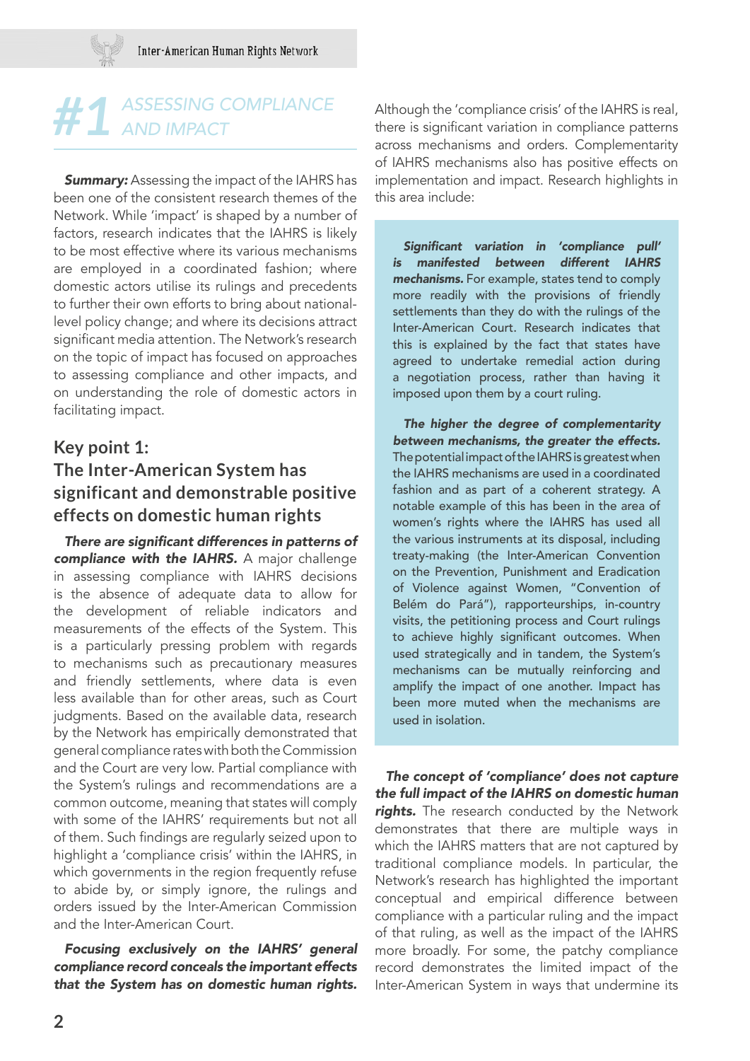# #1 ASSESSING COMPLIANCE AND IMPACT

***Summary:*** Assessing the impact of the IAHRS has been one of the consistent research themes of the Network. While 'impact' is shaped by a number of factors, research indicates that the IAHRS is likely to be most effective where its various mechanisms are employed in a coordinated fashion; where domestic actors utilise its rulings and precedents to further their own efforts to bring about national-level policy change; and where its decisions attract significant media attention. The Network's research on the topic of impact has focused on approaches to assessing compliance and other impacts, and on understanding the role of domestic actors in facilitating impact.

## Key point 1: The Inter-American System has significant and demonstrable positive effects on domestic human rights

***There are significant differences in patterns of compliance with the IAHRS.*** A major challenge in assessing compliance with IAHRS decisions is the absence of adequate data to allow for the development of reliable indicators and measurements of the effects of the System. This is a particularly pressing problem with regards to mechanisms such as precautionary measures and friendly settlements, where data is even less available than for other areas, such as Court judgments. Based on the available data, research by the Network has empirically demonstrated that general compliance rates with both the Commission and the Court are very low. Partial compliance with the System's rulings and recommendations are a common outcome, meaning that states will comply with some of the IAHRS' requirements but not all of them. Such findings are regularly seized upon to highlight a 'compliance crisis' within the IAHRS, in which governments in the region frequently refuse to abide by, or simply ignore, the rulings and orders issued by the Inter-American Commission and the Inter-American Court.

***Focusing exclusively on the IAHRS' general compliance record conceals the important effects that the System has on domestic human rights.*** Although the 'compliance crisis' of the IAHRS is real, there is significant variation in compliance patterns across mechanisms and orders. Complementarity of IAHRS mechanisms also has positive effects on implementation and impact. Research highlights in this area include:

> ***Significant variation in 'compliance pull' is manifested between different IAHRS mechanisms.*** For example, states tend to comply more readily with the provisions of friendly settlements than they do with the rulings of the Inter-American Court. Research indicates that this is explained by the fact that states have agreed to undertake remedial action during a negotiation process, rather than having it imposed upon them by a court ruling.
>
> ***The higher the degree of complementarity between mechanisms, the greater the effects.*** The potential impact of the IAHRS is greatest when the IAHRS mechanisms are used in a coordinated fashion and as part of a coherent strategy. A notable example of this has been in the area of women's rights where the IAHRS has used all the various instruments at its disposal, including treaty-making (the Inter-American Convention on the Prevention, Punishment and Eradication of Violence against Women, "Convention of Belém do Pará"), rapporteurships, in-country visits, the petitioning process and Court rulings to achieve highly significant outcomes. When used strategically and in tandem, the System's mechanisms can be mutually reinforcing and amplify the impact of one another. Impact has been more muted when the mechanisms are used in isolation.

***The concept of 'compliance' does not capture the full impact of the IAHRS on domestic human rights.*** The research conducted by the Network demonstrates that there are multiple ways in which the IAHRS matters that are not captured by traditional compliance models. In particular, the Network's research has highlighted the important conceptual and empirical difference between compliance with a particular ruling and the impact of that ruling, as well as the impact of the IAHRS more broadly. For some, the patchy compliance record demonstrates the limited impact of the Inter-American System in ways that undermine its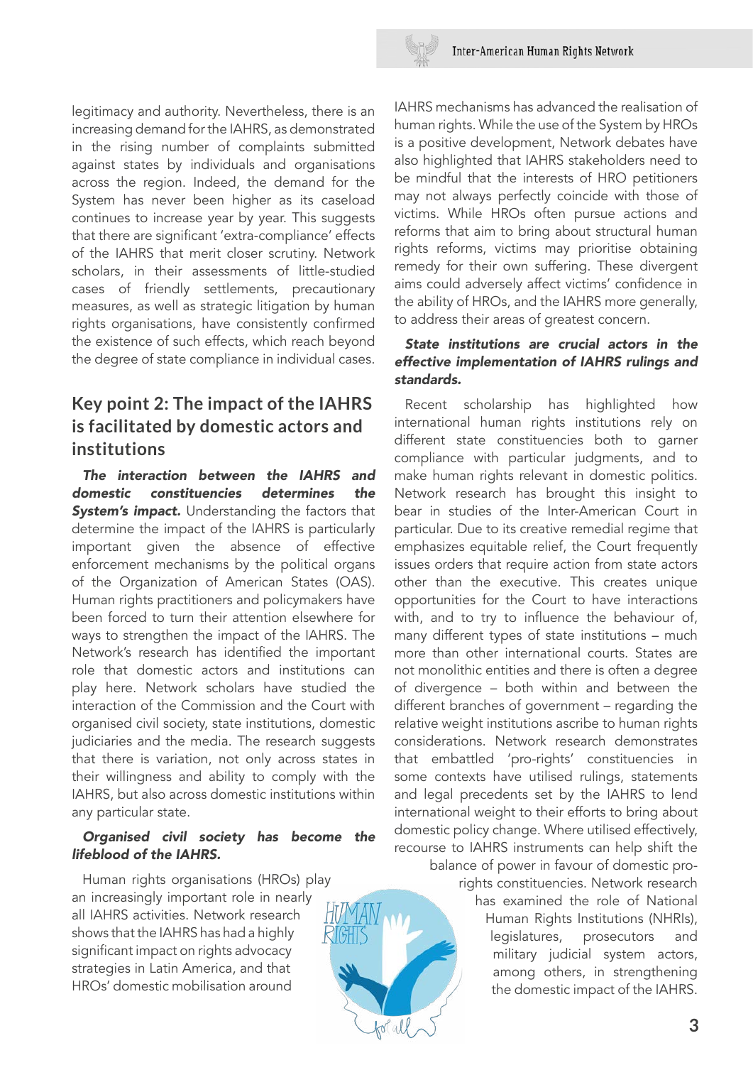legitimacy and authority. Nevertheless, there is an increasing demand for the IAHRS, as demonstrated in the rising number of complaints submitted against states by individuals and organisations across the region. Indeed, the demand for the System has never been higher as its caseload continues to increase year by year. This suggests that there are significant 'extra-compliance' effects of the IAHRS that merit closer scrutiny. Network scholars, in their assessments of little-studied cases of friendly settlements, precautionary measures, as well as strategic litigation by human rights organisations, have consistently confirmed the existence of such effects, which reach beyond the degree of state compliance in individual cases.

## Key point 2: The impact of the IAHRS is facilitated by domestic actors and institutions

***The interaction between the IAHRS and domestic constituencies determines the System's impact.*** Understanding the factors that determine the impact of the IAHRS is particularly important given the absence of effective enforcement mechanisms by the political organs of the Organization of American States (OAS). Human rights practitioners and policymakers have been forced to turn their attention elsewhere for ways to strengthen the impact of the IAHRS. The Network's research has identified the important role that domestic actors and institutions can play here. Network scholars have studied the interaction of the Commission and the Court with organised civil society, state institutions, domestic judiciaries and the media. The research suggests that there is variation, not only across states in their willingness and ability to comply with the IAHRS, but also across domestic institutions within any particular state.

***Organised civil society has become the lifeblood of the IAHRS.***

Human rights organisations (HROs) play an increasingly important role in nearly all IAHRS activities. Network research shows that the IAHRS has had a highly significant impact on rights advocacy strategies in Latin America, and that HROs' domestic mobilisation around IAHRS mechanisms has advanced the realisation of human rights. While the use of the System by HROs is a positive development, Network debates have also highlighted that IAHRS stakeholders need to be mindful that the interests of HRO petitioners may not always perfectly coincide with those of victims. While HROs often pursue actions and reforms that aim to bring about structural human rights reforms, victims may prioritise obtaining remedy for their own suffering. These divergent aims could adversely affect victims' confidence in the ability of HROs, and the IAHRS more generally, to address their areas of greatest concern.

***State institutions are crucial actors in the effective implementation of IAHRS rulings and standards.***

Recent scholarship has highlighted how international human rights institutions rely on different state constituencies both to garner compliance with particular judgments, and to make human rights relevant in domestic politics. Network research has brought this insight to bear in studies of the Inter-American Court in particular. Due to its creative remedial regime that emphasizes equitable relief, the Court frequently issues orders that require action from state actors other than the executive. This creates unique opportunities for the Court to have interactions with, and to try to influence the behaviour of, many different types of state institutions – much more than other international courts. States are not monolithic entities and there is often a degree of divergence – both within and between the different branches of government – regarding the relative weight institutions ascribe to human rights considerations. Network research demonstrates that embattled 'pro-rights' constituencies in some contexts have utilised rulings, statements and legal precedents set by the IAHRS to lend international weight to their efforts to bring about domestic policy change. Where utilised effectively, recourse to IAHRS instruments can help shift the balance of power in favour of domestic pro-rights constituencies. Network research has examined the role of National Human Rights Institutions (NHRIs), legislatures, prosecutors and military judicial system actors, among others, in strengthening the domestic impact of the IAHRS.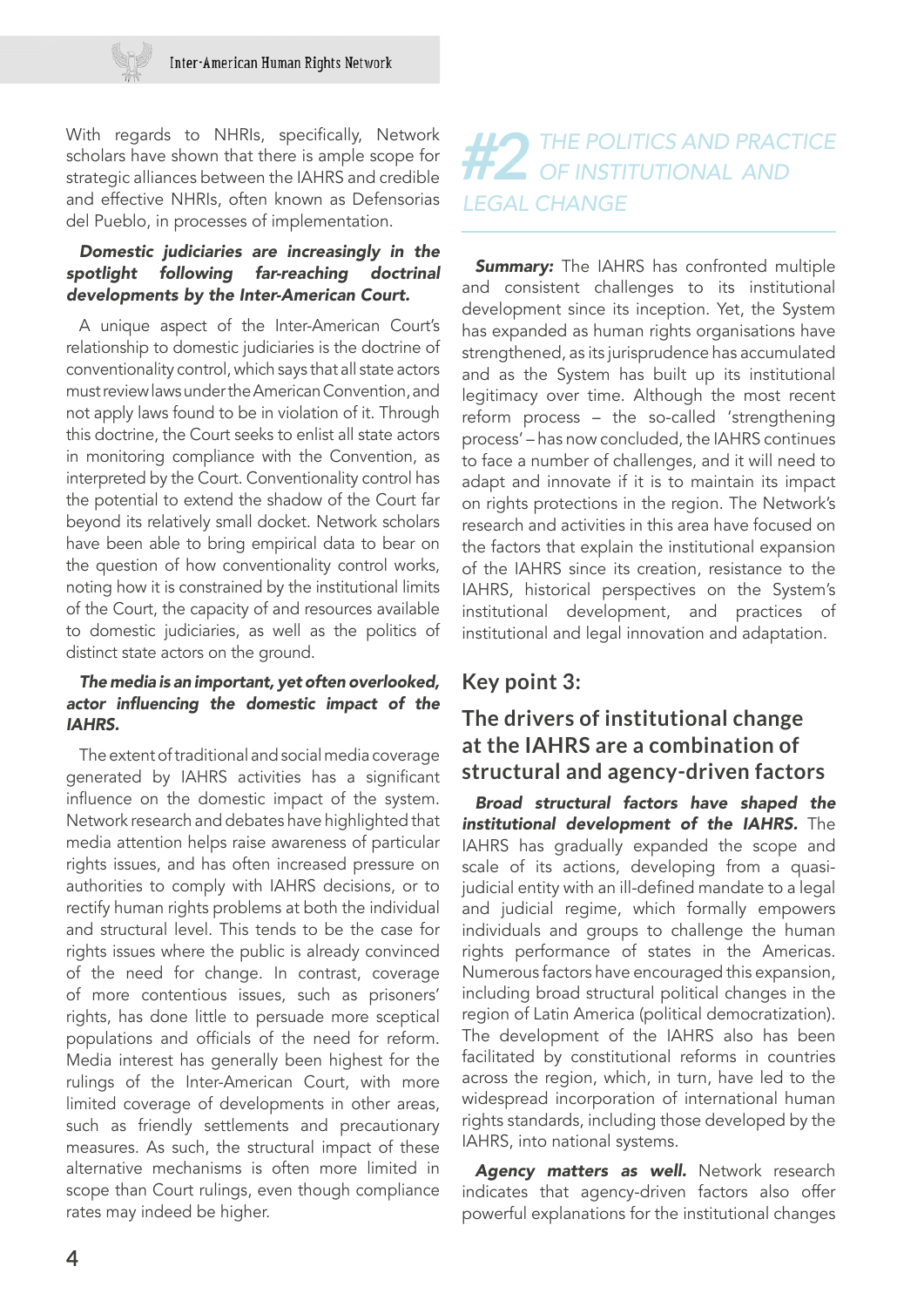With regards to NHRIs, specifically, Network scholars have shown that there is ample scope for strategic alliances between the IAHRS and credible and effective NHRIs, often known as Defensorias del Pueblo, in processes of implementation.

***Domestic judiciaries are increasingly in the spotlight following far-reaching doctrinal developments by the Inter-American Court.***

A unique aspect of the Inter-American Court's relationship to domestic judiciaries is the doctrine of conventionality control, which says that all state actors must review laws under the American Convention, and not apply laws found to be in violation of it. Through this doctrine, the Court seeks to enlist all state actors in monitoring compliance with the Convention, as interpreted by the Court. Conventionality control has the potential to extend the shadow of the Court far beyond its relatively small docket. Network scholars have been able to bring empirical data to bear on the question of how conventionality control works, noting how it is constrained by the institutional limits of the Court, the capacity of and resources available to domestic judiciaries, as well as the politics of distinct state actors on the ground.

***The media is an important, yet often overlooked, actor influencing the domestic impact of the IAHRS.***

The extent of traditional and social media coverage generated by IAHRS activities has a significant influence on the domestic impact of the system. Network research and debates have highlighted that media attention helps raise awareness of particular rights issues, and has often increased pressure on authorities to comply with IAHRS decisions, or to rectify human rights problems at both the individual and structural level. This tends to be the case for rights issues where the public is already convinced of the need for change. In contrast, coverage of more contentious issues, such as prisoners' rights, has done little to persuade more sceptical populations and officials of the need for reform. Media interest has generally been highest for the rulings of the Inter-American Court, with more limited coverage of developments in other areas, such as friendly settlements and precautionary measures. As such, the structural impact of these alternative mechanisms is often more limited in scope than Court rulings, even though compliance rates may indeed be higher.

# #2 THE POLITICS AND PRACTICE OF INSTITUTIONAL AND LEGAL CHANGE

***Summary:*** The IAHRS has confronted multiple and consistent challenges to its institutional development since its inception. Yet, the System has expanded as human rights organisations have strengthened, as its jurisprudence has accumulated and as the System has built up its institutional legitimacy over time. Although the most recent reform process – the so-called 'strengthening process' – has now concluded, the IAHRS continues to face a number of challenges, and it will need to adapt and innovate if it is to maintain its impact on rights protections in the region. The Network's research and activities in this area have focused on the factors that explain the institutional expansion of the IAHRS since its creation, resistance to the IAHRS, historical perspectives on the System's institutional development, and practices of institutional and legal innovation and adaptation.

## Key point 3:

## The drivers of institutional change at the IAHRS are a combination of structural and agency-driven factors

***Broad structural factors have shaped the institutional development of the IAHRS.*** The IAHRS has gradually expanded the scope and scale of its actions, developing from a quasi-judicial entity with an ill-defined mandate to a legal and judicial regime, which formally empowers individuals and groups to challenge the human rights performance of states in the Americas. Numerous factors have encouraged this expansion, including broad structural political changes in the region of Latin America (political democratization). The development of the IAHRS also has been facilitated by constitutional reforms in countries across the region, which, in turn, have led to the widespread incorporation of international human rights standards, including those developed by the IAHRS, into national systems.

***Agency matters as well.*** Network research indicates that agency-driven factors also offer powerful explanations for the institutional changes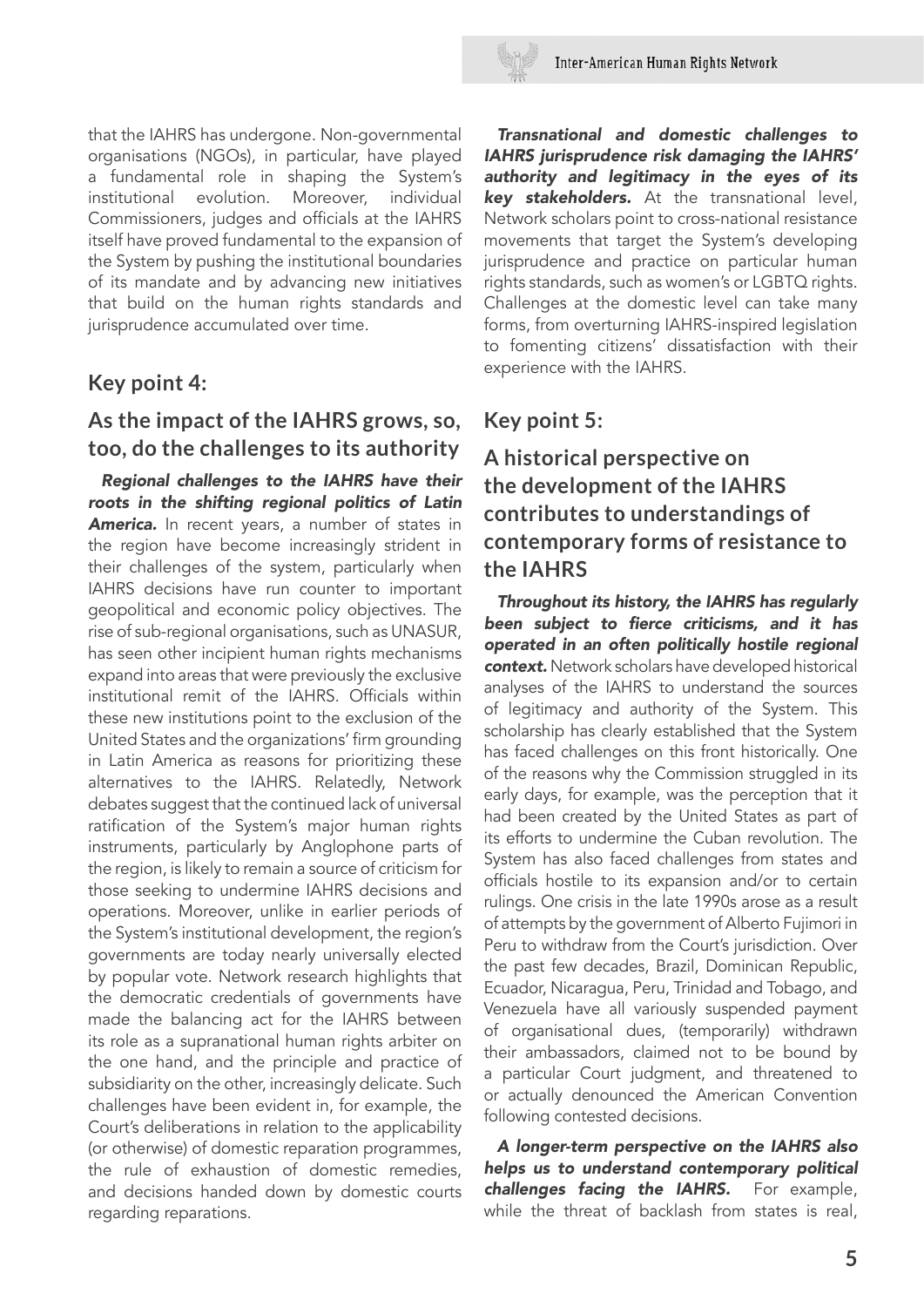that the IAHRS has undergone. Non-governmental organisations (NGOs), in particular, have played a fundamental role in shaping the System's institutional evolution. Moreover, individual Commissioners, judges and officials at the IAHRS itself have proved fundamental to the expansion of the System by pushing the institutional boundaries of its mandate and by advancing new initiatives that build on the human rights standards and jurisprudence accumulated over time.

## Key point 4:

## As the impact of the IAHRS grows, so, too, do the challenges to its authority

***Regional challenges to the IAHRS have their roots in the shifting regional politics of Latin America.*** In recent years, a number of states in the region have become increasingly strident in their challenges of the system, particularly when IAHRS decisions have run counter to important geopolitical and economic policy objectives. The rise of sub-regional organisations, such as UNASUR, has seen other incipient human rights mechanisms expand into areas that were previously the exclusive institutional remit of the IAHRS. Officials within these new institutions point to the exclusion of the United States and the organizations' firm grounding in Latin America as reasons for prioritizing these alternatives to the IAHRS. Relatedly, Network debates suggest that the continued lack of universal ratification of the System's major human rights instruments, particularly by Anglophone parts of the region, is likely to remain a source of criticism for those seeking to undermine IAHRS decisions and operations. Moreover, unlike in earlier periods of the System's institutional development, the region's governments are today nearly universally elected by popular vote. Network research highlights that the democratic credentials of governments have made the balancing act for the IAHRS between its role as a supranational human rights arbiter on the one hand, and the principle and practice of subsidiarity on the other, increasingly delicate. Such challenges have been evident in, for example, the Court's deliberations in relation to the applicability (or otherwise) of domestic reparation programmes, the rule of exhaustion of domestic remedies, and decisions handed down by domestic courts regarding reparations.

***Transnational and domestic challenges to IAHRS jurisprudence risk damaging the IAHRS' authority and legitimacy in the eyes of its key stakeholders.*** At the transnational level, Network scholars point to cross-national resistance movements that target the System's developing jurisprudence and practice on particular human rights standards, such as women's or LGBTQ rights. Challenges at the domestic level can take many forms, from overturning IAHRS-inspired legislation to fomenting citizens' dissatisfaction with their experience with the IAHRS.

## Key point 5:

## A historical perspective on the development of the IAHRS contributes to understandings of contemporary forms of resistance to the IAHRS

***Throughout its history, the IAHRS has regularly been subject to fierce criticisms, and it has operated in an often politically hostile regional context.*** Network scholars have developed historical analyses of the IAHRS to understand the sources of legitimacy and authority of the System. This scholarship has clearly established that the System has faced challenges on this front historically. One of the reasons why the Commission struggled in its early days, for example, was the perception that it had been created by the United States as part of its efforts to undermine the Cuban revolution. The System has also faced challenges from states and officials hostile to its expansion and/or to certain rulings. One crisis in the late 1990s arose as a result of attempts by the government of Alberto Fujimori in Peru to withdraw from the Court's jurisdiction. Over the past few decades, Brazil, Dominican Republic, Ecuador, Nicaragua, Peru, Trinidad and Tobago, and Venezuela have all variously suspended payment of organisational dues, (temporarily) withdrawn their ambassadors, claimed not to be bound by a particular Court judgment, and threatened to or actually denounced the American Convention following contested decisions.

***A longer-term perspective on the IAHRS also helps us to understand contemporary political challenges facing the IAHRS.*** For example, while the threat of backlash from states is real,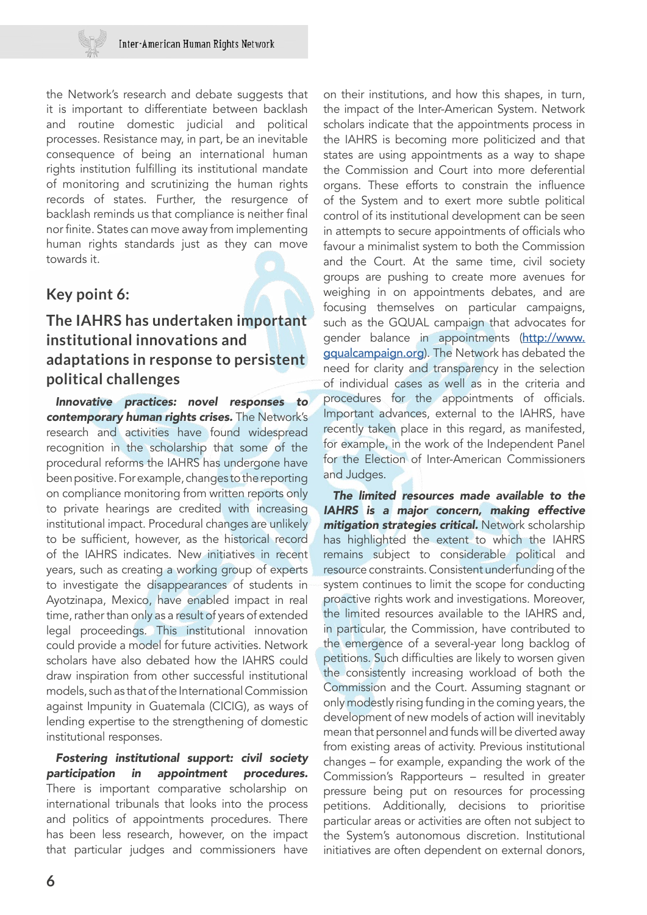the Network's research and debate suggests that it is important to differentiate between backlash and routine domestic judicial and political processes. Resistance may, in part, be an inevitable consequence of being an international human rights institution fulfilling its institutional mandate of monitoring and scrutinizing the human rights records of states. Further, the resurgence of backlash reminds us that compliance is neither final nor finite. States can move away from implementing human rights standards just as they can move towards it.

## Key point 6:

## The IAHRS has undertaken important institutional innovations and adaptations in response to persistent political challenges

***Innovative practices: novel responses to contemporary human rights crises.*** The Network's research and activities have found widespread recognition in the scholarship that some of the procedural reforms the IAHRS has undergone have been positive. For example, changes to the reporting on compliance monitoring from written reports only to private hearings are credited with increasing institutional impact. Procedural changes are unlikely to be sufficient, however, as the historical record of the IAHRS indicates. New initiatives in recent years, such as creating a working group of experts to investigate the disappearances of students in Ayotzinapa, Mexico, have enabled impact in real time, rather than only as a result of years of extended legal proceedings. This institutional innovation could provide a model for future activities. Network scholars have also debated how the IAHRS could draw inspiration from other successful institutional models, such as that of the International Commission against Impunity in Guatemala (CICIG), as ways of lending expertise to the strengthening of domestic institutional responses.

***Fostering institutional support: civil society participation in appointment procedures.*** There is important comparative scholarship on international tribunals that looks into the process and politics of appointments procedures. There has been less research, however, on the impact that particular judges and commissioners have on their institutions, and how this shapes, in turn, the impact of the Inter-American System. Network scholars indicate that the appointments process in the IAHRS is becoming more politicized and that states are using appointments as a way to shape the Commission and Court into more deferential organs. These efforts to constrain the influence of the System and to exert more subtle political control of its institutional development can be seen in attempts to secure appointments of officials who favour a minimalist system to both the Commission and the Court. At the same time, civil society groups are pushing to create more avenues for weighing in on appointments debates, and are focusing themselves on particular campaigns, such as the GQUAL campaign that advocates for gender balance in appointments (http://www.gqualcampaign.org). The Network has debated the need for clarity and transparency in the selection of individual cases as well as in the criteria and procedures for the appointments of officials. Important advances, external to the IAHRS, have recently taken place in this regard, as manifested, for example, in the work of the Independent Panel for the Election of Inter-American Commissioners and Judges.

***The limited resources made available to the IAHRS is a major concern, making effective mitigation strategies critical.*** Network scholarship has highlighted the extent to which the IAHRS remains subject to considerable political and resource constraints. Consistent underfunding of the system continues to limit the scope for conducting proactive rights work and investigations. Moreover, the limited resources available to the IAHRS and, in particular, the Commission, have contributed to the emergence of a several-year long backlog of petitions. Such difficulties are likely to worsen given the consistently increasing workload of both the Commission and the Court. Assuming stagnant or only modestly rising funding in the coming years, the development of new models of action will inevitably mean that personnel and funds will be diverted away from existing areas of activity. Previous institutional changes – for example, expanding the work of the Commission's Rapporteurs – resulted in greater pressure being put on resources for processing petitions. Additionally, decisions to prioritise particular areas or activities are often not subject to the System's autonomous discretion. Institutional initiatives are often dependent on external donors,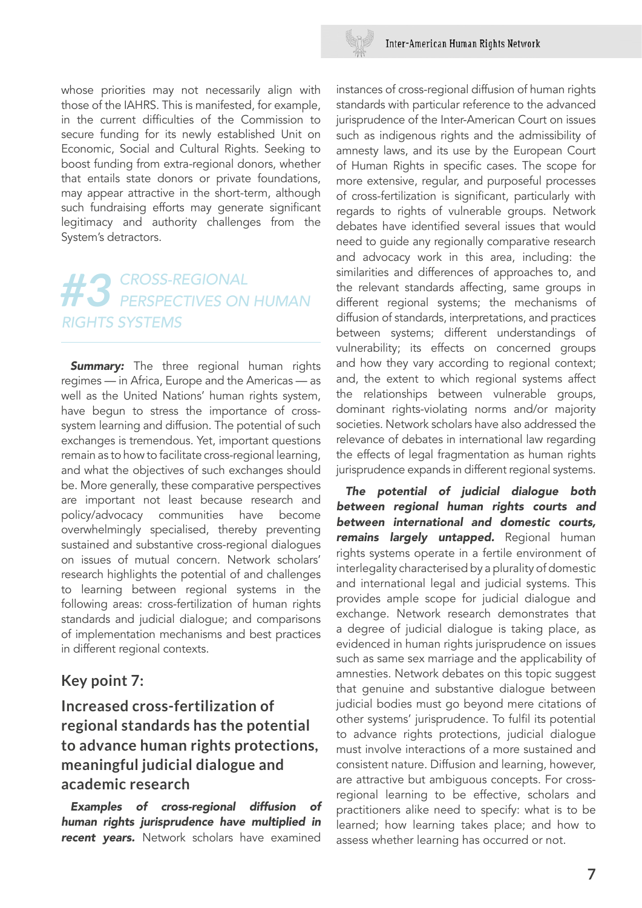whose priorities may not necessarily align with those of the IAHRS. This is manifested, for example, in the current difficulties of the Commission to secure funding for its newly established Unit on Economic, Social and Cultural Rights. Seeking to boost funding from extra-regional donors, whether that entails state donors or private foundations, may appear attractive in the short-term, although such fundraising efforts may generate significant legitimacy and authority challenges from the System's detractors.

## #3 CROSS-REGIONAL PERSPECTIVES ON HUMAN RIGHTS SYSTEMS

***Summary:*** The three regional human rights regimes — in Africa, Europe and the Americas — as well as the United Nations' human rights system, have begun to stress the importance of cross-system learning and diffusion. The potential of such exchanges is tremendous. Yet, important questions remain as to how to facilitate cross-regional learning, and what the objectives of such exchanges should be. More generally, these comparative perspectives are important not least because research and policy/advocacy communities have become overwhelmingly specialised, thereby preventing sustained and substantive cross-regional dialogues on issues of mutual concern. Network scholars' research highlights the potential of and challenges to learning between regional systems in the following areas: cross-fertilization of human rights standards and judicial dialogue; and comparisons of implementation mechanisms and best practices in different regional contexts.

### Key point 7:

### Increased cross-fertilization of regional standards has the potential to advance human rights protections, meaningful judicial dialogue and academic research

***Examples of cross-regional diffusion of human rights jurisprudence have multiplied in recent years.*** Network scholars have examined instances of cross-regional diffusion of human rights standards with particular reference to the advanced jurisprudence of the Inter-American Court on issues such as indigenous rights and the admissibility of amnesty laws, and its use by the European Court of Human Rights in specific cases. The scope for more extensive, regular, and purposeful processes of cross-fertilization is significant, particularly with regards to rights of vulnerable groups. Network debates have identified several issues that would need to guide any regionally comparative research and advocacy work in this area, including: the similarities and differences of approaches to, and the relevant standards affecting, same groups in different regional systems; the mechanisms of diffusion of standards, interpretations, and practices between systems; different understandings of vulnerability; its effects on concerned groups and how they vary according to regional context; and, the extent to which regional systems affect the relationships between vulnerable groups, dominant rights-violating norms and/or majority societies. Network scholars have also addressed the relevance of debates in international law regarding the effects of legal fragmentation as human rights jurisprudence expands in different regional systems.

***The potential of judicial dialogue both between regional human rights courts and between international and domestic courts, remains largely untapped.*** Regional human rights systems operate in a fertile environment of interlegality characterised by a plurality of domestic and international legal and judicial systems. This provides ample scope for judicial dialogue and exchange. Network research demonstrates that a degree of judicial dialogue is taking place, as evidenced in human rights jurisprudence on issues such as same sex marriage and the applicability of amnesties. Network debates on this topic suggest that genuine and substantive dialogue between judicial bodies must go beyond mere citations of other systems' jurisprudence. To fulfil its potential to advance rights protections, judicial dialogue must involve interactions of a more sustained and consistent nature. Diffusion and learning, however, are attractive but ambiguous concepts. For cross-regional learning to be effective, scholars and practitioners alike need to specify: what is to be learned; how learning takes place; and how to assess whether learning has occurred or not.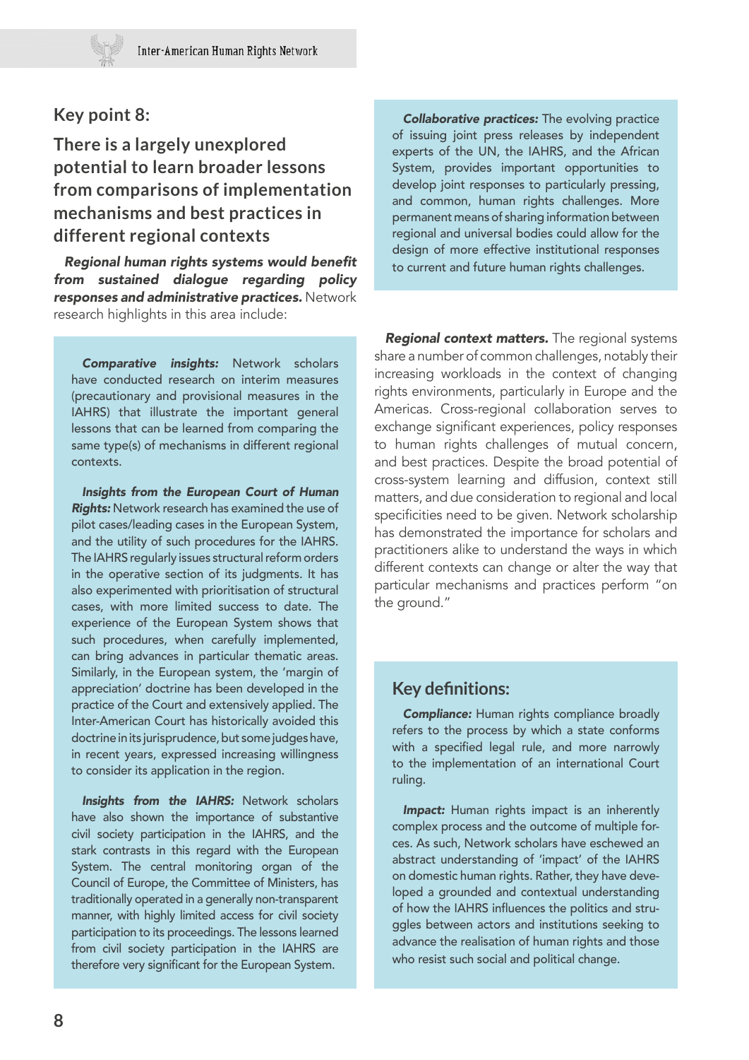## Key point 8:

## There is a largely unexplored potential to learn broader lessons from comparisons of implementation mechanisms and best practices in different regional contexts

***Regional human rights systems would benefit from sustained dialogue regarding policy responses and administrative practices.*** Network research highlights in this area include:

***Comparative insights:*** Network scholars have conducted research on interim measures (precautionary and provisional measures in the IAHRS) that illustrate the important general lessons that can be learned from comparing the same type(s) of mechanisms in different regional contexts.

***Insights from the European Court of Human Rights:*** Network research has examined the use of pilot cases/leading cases in the European System, and the utility of such procedures for the IAHRS. The IAHRS regularly issues structural reform orders in the operative section of its judgments. It has also experimented with prioritisation of structural cases, with more limited success to date. The experience of the European System shows that such procedures, when carefully implemented, can bring advances in particular thematic areas. Similarly, in the European system, the 'margin of appreciation' doctrine has been developed in the practice of the Court and extensively applied. The Inter-American Court has historically avoided this doctrine in its jurisprudence, but some judges have, in recent years, expressed increasing willingness to consider its application in the region.

***Insights from the IAHRS:*** Network scholars have also shown the importance of substantive civil society participation in the IAHRS, and the stark contrasts in this regard with the European System. The central monitoring organ of the Council of Europe, the Committee of Ministers, has traditionally operated in a generally non-transparent manner, with highly limited access for civil society participation to its proceedings. The lessons learned from civil society participation in the IAHRS are therefore very significant for the European System.

***Collaborative practices:*** The evolving practice of issuing joint press releases by independent experts of the UN, the IAHRS, and the African System, provides important opportunities to develop joint responses to particularly pressing, and common, human rights challenges. More permanent means of sharing information between regional and universal bodies could allow for the design of more effective institutional responses to current and future human rights challenges.

***Regional context matters.*** The regional systems share a number of common challenges, notably their increasing workloads in the context of changing rights environments, particularly in Europe and the Americas. Cross-regional collaboration serves to exchange significant experiences, policy responses to human rights challenges of mutual concern, and best practices. Despite the broad potential of cross-system learning and diffusion, context still matters, and due consideration to regional and local specificities need to be given. Network scholarship has demonstrated the importance for scholars and practitioners alike to understand the ways in which different contexts can change or alter the way that particular mechanisms and practices perform "on the ground."

## Key definitions:

***Compliance:*** Human rights compliance broadly refers to the process by which a state conforms with a specified legal rule, and more narrowly to the implementation of an international Court ruling.

***Impact:*** Human rights impact is an inherently complex process and the outcome of multiple forces. As such, Network scholars have eschewed an abstract understanding of 'impact' of the IAHRS on domestic human rights. Rather, they have developed a grounded and contextual understanding of how the IAHRS influences the politics and struggles between actors and institutions seeking to advance the realisation of human rights and those who resist such social and political change.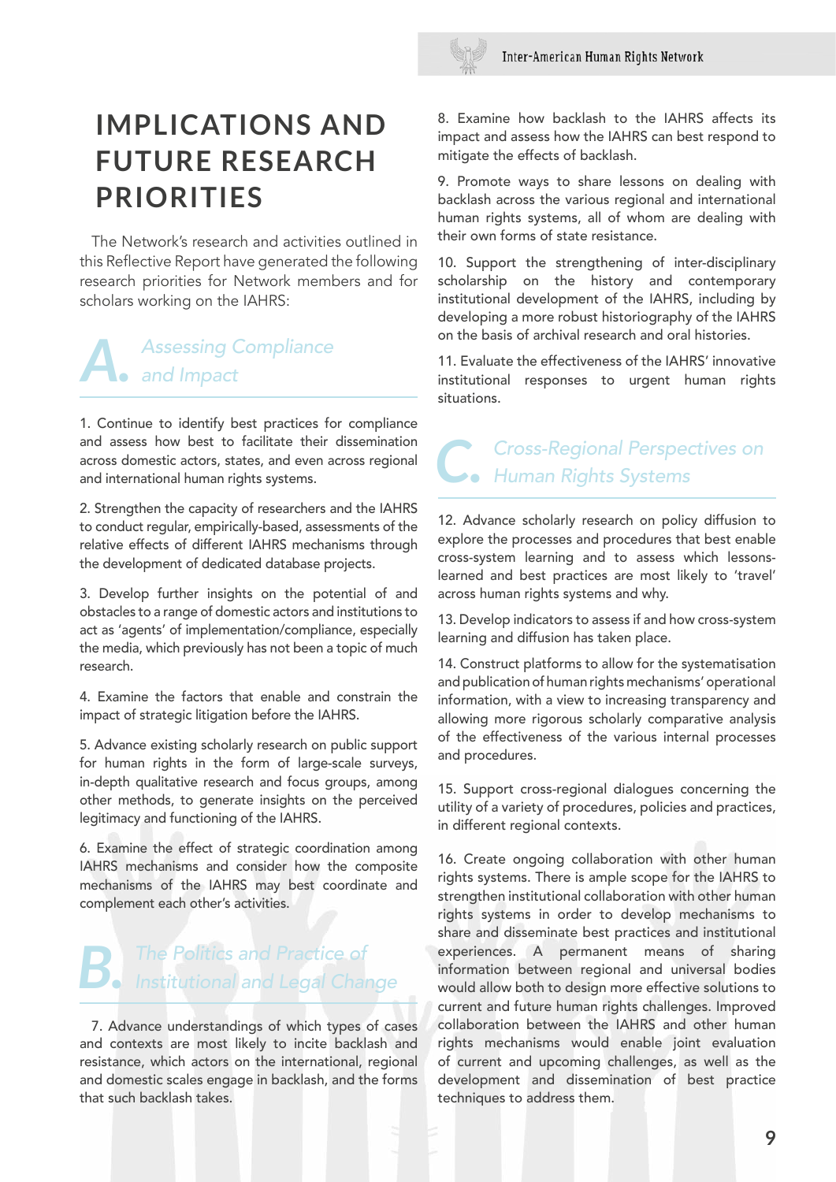# IMPLICATIONS AND FUTURE RESEARCH PRIORITIES

The Network's research and activities outlined in this Reflective Report have generated the following research priorities for Network members and for scholars working on the IAHRS:

## A. *Assessing Compliance and Impact*

1. Continue to identify best practices for compliance and assess how best to facilitate their dissemination across domestic actors, states, and even across regional and international human rights systems.

2. Strengthen the capacity of researchers and the IAHRS to conduct regular, empirically-based, assessments of the relative effects of different IAHRS mechanisms through the development of dedicated database projects.

3. Develop further insights on the potential of and obstacles to a range of domestic actors and institutions to act as 'agents' of implementation/compliance, especially the media, which previously has not been a topic of much research.

4. Examine the factors that enable and constrain the impact of strategic litigation before the IAHRS.

5. Advance existing scholarly research on public support for human rights in the form of large-scale surveys, in-depth qualitative research and focus groups, among other methods, to generate insights on the perceived legitimacy and functioning of the IAHRS.

6. Examine the effect of strategic coordination among IAHRS mechanisms and consider how the composite mechanisms of the IAHRS may best coordinate and complement each other's activities.

## B. *The Politics and Practice of Institutional and Legal Change*

7. Advance understandings of which types of cases and contexts are most likely to incite backlash and resistance, which actors on the international, regional and domestic scales engage in backlash, and the forms that such backlash takes.

8. Examine how backlash to the IAHRS affects its impact and assess how the IAHRS can best respond to mitigate the effects of backlash.

9. Promote ways to share lessons on dealing with backlash across the various regional and international human rights systems, all of whom are dealing with their own forms of state resistance.

10. Support the strengthening of inter-disciplinary scholarship on the history and contemporary institutional development of the IAHRS, including by developing a more robust historiography of the IAHRS on the basis of archival research and oral histories.

11. Evaluate the effectiveness of the IAHRS' innovative institutional responses to urgent human rights situations.

## C. *Cross-Regional Perspectives on Human Rights Systems*

12. Advance scholarly research on policy diffusion to explore the processes and procedures that best enable cross-system learning and to assess which lessons-learned and best practices are most likely to 'travel' across human rights systems and why.

13. Develop indicators to assess if and how cross-system learning and diffusion has taken place.

14. Construct platforms to allow for the systematisation and publication of human rights mechanisms' operational information, with a view to increasing transparency and allowing more rigorous scholarly comparative analysis of the effectiveness of the various internal processes and procedures.

15. Support cross-regional dialogues concerning the utility of a variety of procedures, policies and practices, in different regional contexts.

16. Create ongoing collaboration with other human rights systems. There is ample scope for the IAHRS to strengthen institutional collaboration with other human rights systems in order to develop mechanisms to share and disseminate best practices and institutional experiences. A permanent means of sharing information between regional and universal bodies would allow both to design more effective solutions to current and future human rights challenges. Improved collaboration between the IAHRS and other human rights mechanisms would enable joint evaluation of current and upcoming challenges, as well as the development and dissemination of best practice techniques to address them.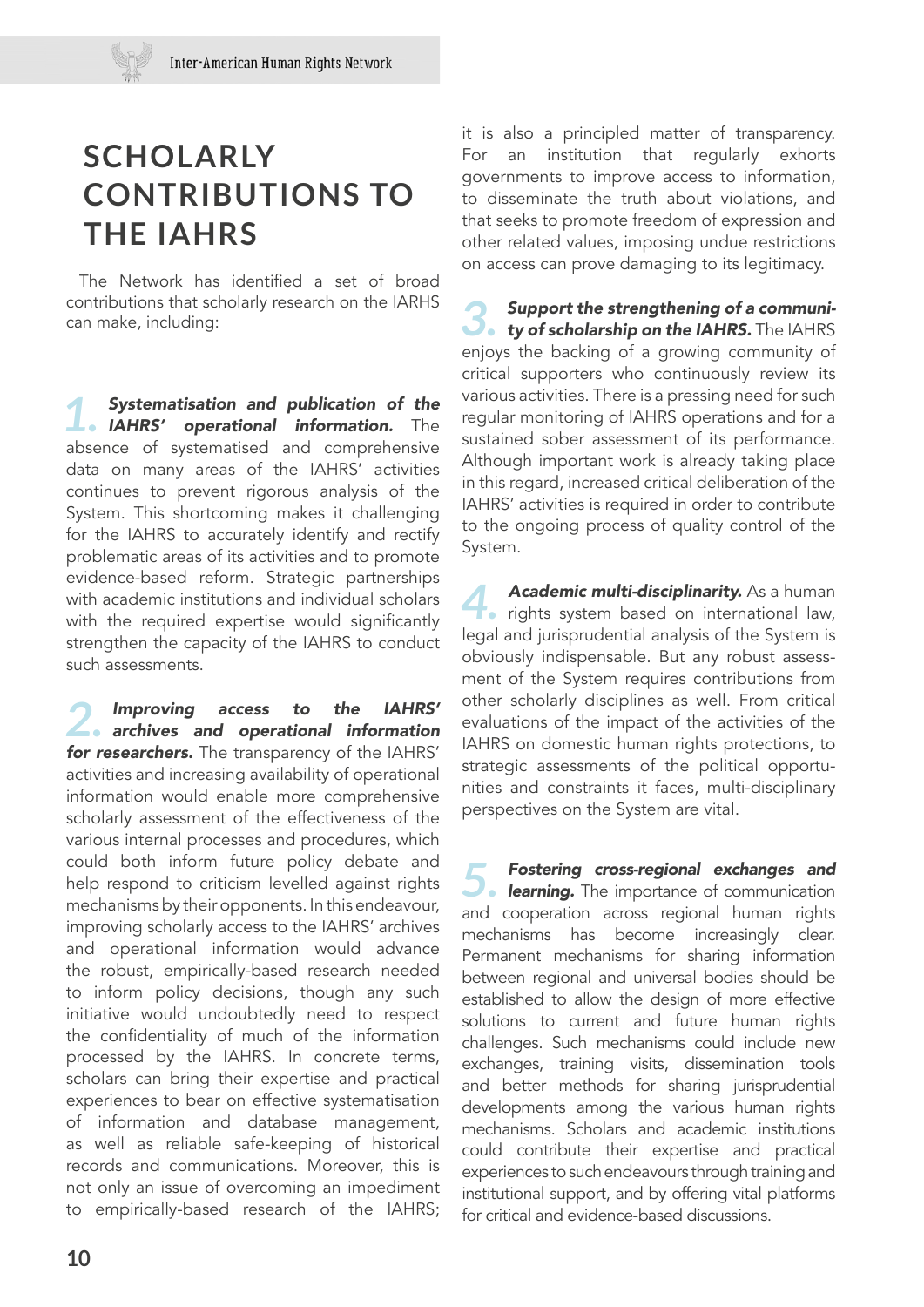# SCHOLARLY CONTRIBUTIONS TO THE IAHRS

The Network has identified a set of broad contributions that scholarly research on the IARHS can make, including:

**1. *Systematisation and publication of the IAHRS' operational information.*** The absence of systematised and comprehensive data on many areas of the IAHRS' activities continues to prevent rigorous analysis of the System. This shortcoming makes it challenging for the IAHRS to accurately identify and rectify problematic areas of its activities and to promote evidence-based reform. Strategic partnerships with academic institutions and individual scholars with the required expertise would significantly strengthen the capacity of the IAHRS to conduct such assessments.

**2. *Improving access to the IAHRS' archives and operational information for researchers.*** The transparency of the IAHRS' activities and increasing availability of operational information would enable more comprehensive scholarly assessment of the effectiveness of the various internal processes and procedures, which could both inform future policy debate and help respond to criticism levelled against rights mechanisms by their opponents. In this endeavour, improving scholarly access to the IAHRS' archives and operational information would advance the robust, empirically-based research needed to inform policy decisions, though any such initiative would undoubtedly need to respect the confidentiality of much of the information processed by the IAHRS. In concrete terms, scholars can bring their expertise and practical experiences to bear on effective systematisation of information and database management, as well as reliable safe-keeping of historical records and communications. Moreover, this is not only an issue of overcoming an impediment to empirically-based research of the IAHRS; it is also a principled matter of transparency. For an institution that regularly exhorts governments to improve access to information, to disseminate the truth about violations, and that seeks to promote freedom of expression and other related values, imposing undue restrictions on access can prove damaging to its legitimacy.

**3. *Support the strengthening of a community of scholarship on the IAHRS.*** The IAHRS enjoys the backing of a growing community of critical supporters who continuously review its various activities. There is a pressing need for such regular monitoring of IAHRS operations and for a sustained sober assessment of its performance. Although important work is already taking place in this regard, increased critical deliberation of the IAHRS' activities is required in order to contribute to the ongoing process of quality control of the System.

**4. *Academic multi-disciplinarity.*** As a human rights system based on international law, legal and jurisprudential analysis of the System is obviously indispensable. But any robust assessment of the System requires contributions from other scholarly disciplines as well. From critical evaluations of the impact of the activities of the IAHRS on domestic human rights protections, to strategic assessments of the political opportunities and constraints it faces, multi-disciplinary perspectives on the System are vital.

**5. *Fostering cross-regional exchanges and learning.*** The importance of communication and cooperation across regional human rights mechanisms has become increasingly clear. Permanent mechanisms for sharing information between regional and universal bodies should be established to allow the design of more effective solutions to current and future human rights challenges. Such mechanisms could include new exchanges, training visits, dissemination tools and better methods for sharing jurisprudential developments among the various human rights mechanisms. Scholars and academic institutions could contribute their expertise and practical experiences to such endeavours through training and institutional support, and by offering vital platforms for critical and evidence-based discussions.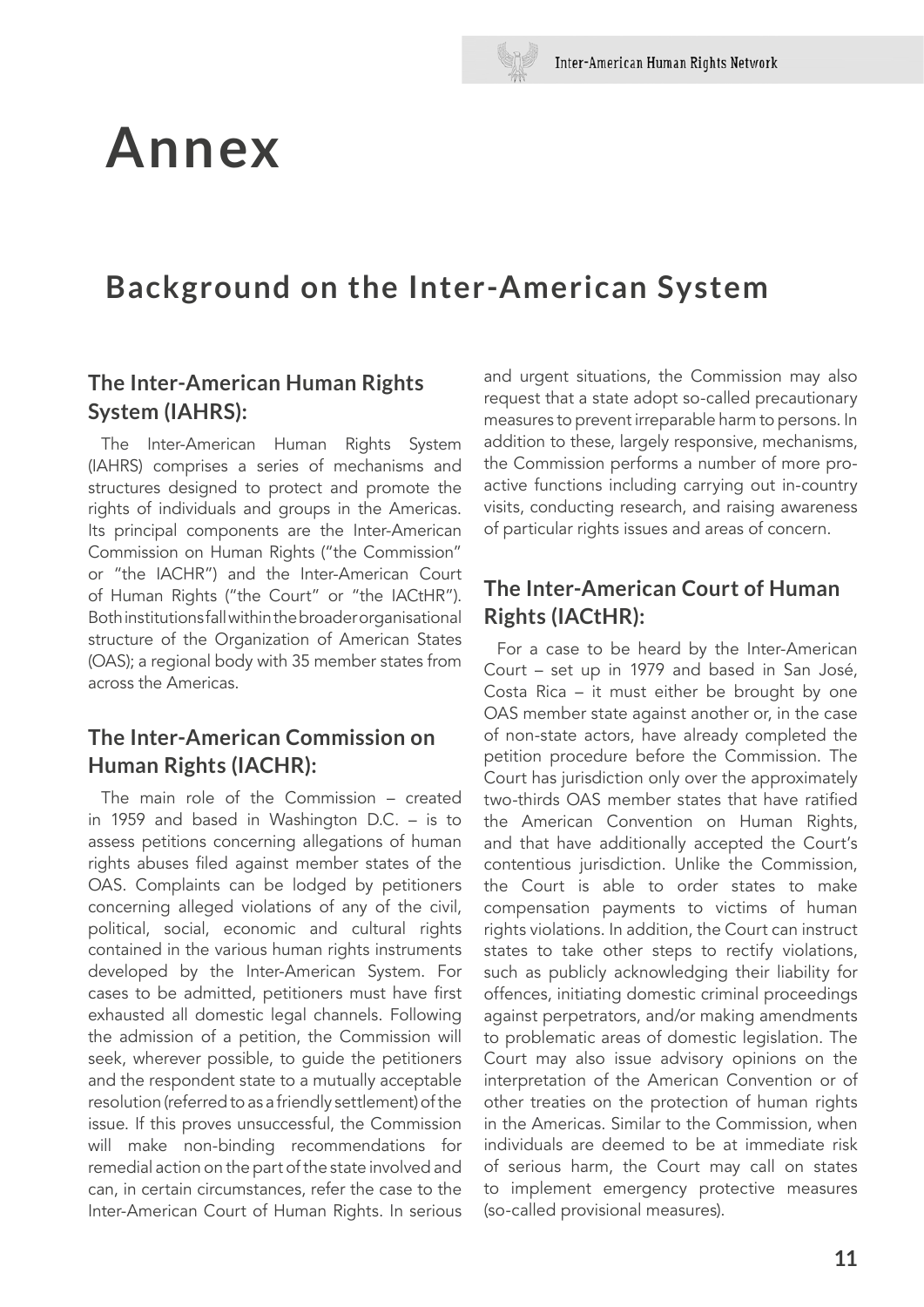# Annex

## Background on the Inter-American System

### The Inter-American Human Rights System (IAHRS):

The Inter-American Human Rights System (IAHRS) comprises a series of mechanisms and structures designed to protect and promote the rights of individuals and groups in the Americas. Its principal components are the Inter-American Commission on Human Rights ("the Commission" or "the IACHR") and the Inter-American Court of Human Rights ("the Court" or "the IACtHR"). Both institutions fall within the broader organisational structure of the Organization of American States (OAS); a regional body with 35 member states from across the Americas.

### The Inter-American Commission on Human Rights (IACHR):

The main role of the Commission – created in 1959 and based in Washington D.C. – is to assess petitions concerning allegations of human rights abuses filed against member states of the OAS. Complaints can be lodged by petitioners concerning alleged violations of any of the civil, political, social, economic and cultural rights contained in the various human rights instruments developed by the Inter-American System. For cases to be admitted, petitioners must have first exhausted all domestic legal channels. Following the admission of a petition, the Commission will seek, wherever possible, to guide the petitioners and the respondent state to a mutually acceptable resolution (referred to as a friendly settlement) of the issue. If this proves unsuccessful, the Commission will make non-binding recommendations for remedial action on the part of the state involved and can, in certain circumstances, refer the case to the Inter-American Court of Human Rights. In serious and urgent situations, the Commission may also request that a state adopt so-called precautionary measures to prevent irreparable harm to persons. In addition to these, largely responsive, mechanisms, the Commission performs a number of more pro-active functions including carrying out in-country visits, conducting research, and raising awareness of particular rights issues and areas of concern.

### The Inter-American Court of Human Rights (IACtHR):

For a case to be heard by the Inter-American Court – set up in 1979 and based in San José, Costa Rica – it must either be brought by one OAS member state against another or, in the case of non-state actors, have already completed the petition procedure before the Commission. The Court has jurisdiction only over the approximately two-thirds OAS member states that have ratified the American Convention on Human Rights, and that have additionally accepted the Court's contentious jurisdiction. Unlike the Commission, the Court is able to order states to make compensation payments to victims of human rights violations. In addition, the Court can instruct states to take other steps to rectify violations, such as publicly acknowledging their liability for offences, initiating domestic criminal proceedings against perpetrators, and/or making amendments to problematic areas of domestic legislation. The Court may also issue advisory opinions on the interpretation of the American Convention or of other treaties on the protection of human rights in the Americas. Similar to the Commission, when individuals are deemed to be at immediate risk of serious harm, the Court may call on states to implement emergency protective measures (so-called provisional measures).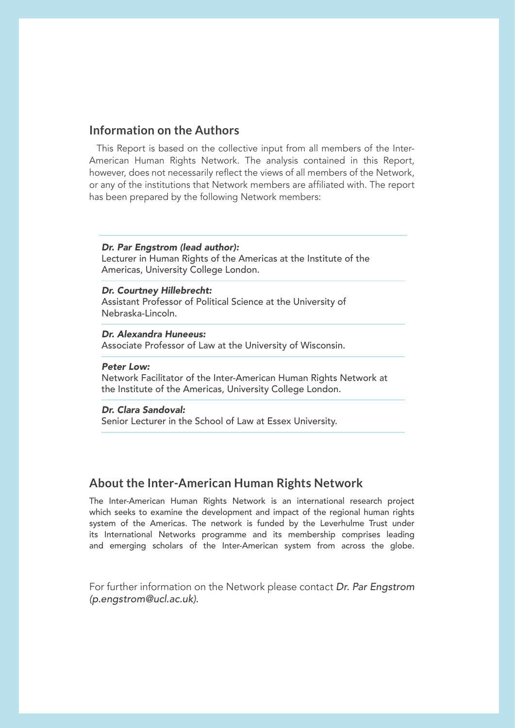## Information on the Authors

This Report is based on the collective input from all members of the Inter-American Human Rights Network. The analysis contained in this Report, however, does not necessarily reflect the views of all members of the Network, or any of the institutions that Network members are affiliated with. The report has been prepared by the following Network members:

***Dr. Par Engstrom (lead author):***
Lecturer in Human Rights of the Americas at the Institute of the Americas, University College London.

***Dr. Courtney Hillebrecht:***
Assistant Professor of Political Science at the University of Nebraska-Lincoln.

***Dr. Alexandra Huneeus:***
Associate Professor of Law at the University of Wisconsin.

***Peter Low:***
Network Facilitator of the Inter-American Human Rights Network at the Institute of the Americas, University College London.

***Dr. Clara Sandoval:***
Senior Lecturer in the School of Law at Essex University.

## About the Inter-American Human Rights Network

The Inter-American Human Rights Network is an international research project which seeks to examine the development and impact of the regional human rights system of the Americas. The network is funded by the Leverhulme Trust under its International Networks programme and its membership comprises leading and emerging scholars of the Inter-American system from across the globe.

For further information on the Network please contact *Dr. Par Engstrom (p.engstrom@ucl.ac.uk).*